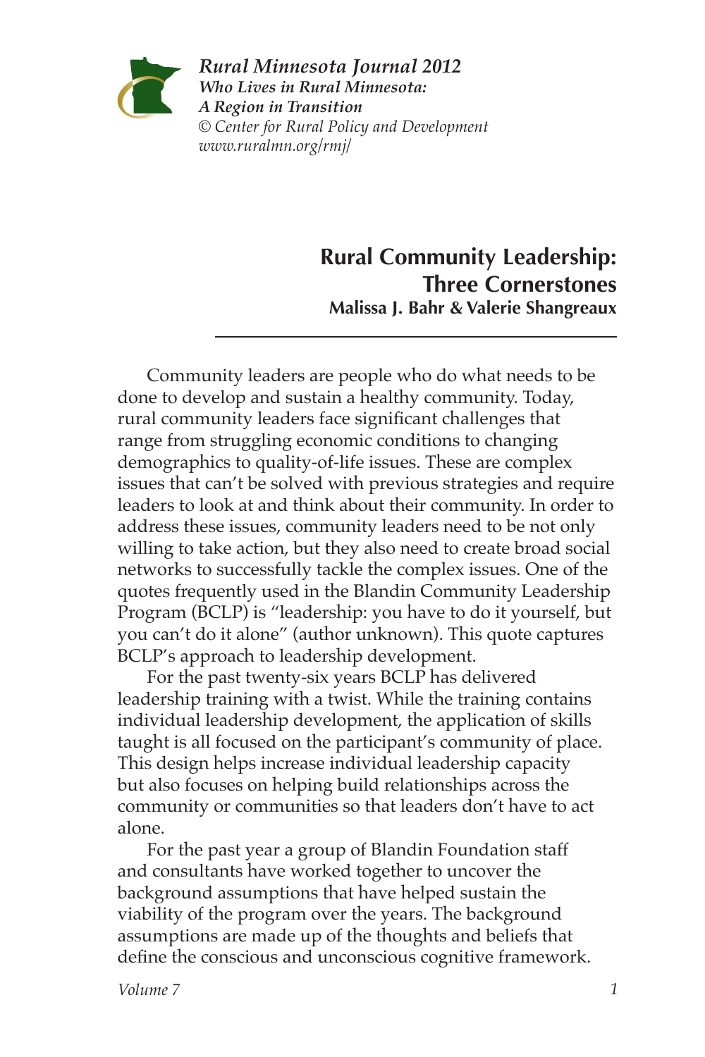*Rural Minnesota Journal 2012*
***Who Lives in Rural Minnesota: A Region in Transition***
*© Center for Rural Policy and Development*
*www.ruralmn.org/rmj/*

# Rural Community Leadership: Three Cornerstones

**Malissa J. Bahr & Valerie Shangreaux**

---

Community leaders are people who do what needs to be done to develop and sustain a healthy community. Today, rural community leaders face significant challenges that range from struggling economic conditions to changing demographics to quality-of-life issues. These are complex issues that can't be solved with previous strategies and require leaders to look at and think about their community. In order to address these issues, community leaders need to be not only willing to take action, but they also need to create broad social networks to successfully tackle the complex issues. One of the quotes frequently used in the Blandin Community Leadership Program (BCLP) is "leadership: you have to do it yourself, but you can't do it alone" (author unknown). This quote captures BCLP's approach to leadership development.

For the past twenty-six years BCLP has delivered leadership training with a twist. While the training contains individual leadership development, the application of skills taught is all focused on the participant's community of place. This design helps increase individual leadership capacity but also focuses on helping build relationships across the community or communities so that leaders don't have to act alone.

For the past year a group of Blandin Foundation staff and consultants have worked together to uncover the background assumptions that have helped sustain the viability of the program over the years. The background assumptions are made up of the thoughts and beliefs that define the conscious and unconscious cognitive framework.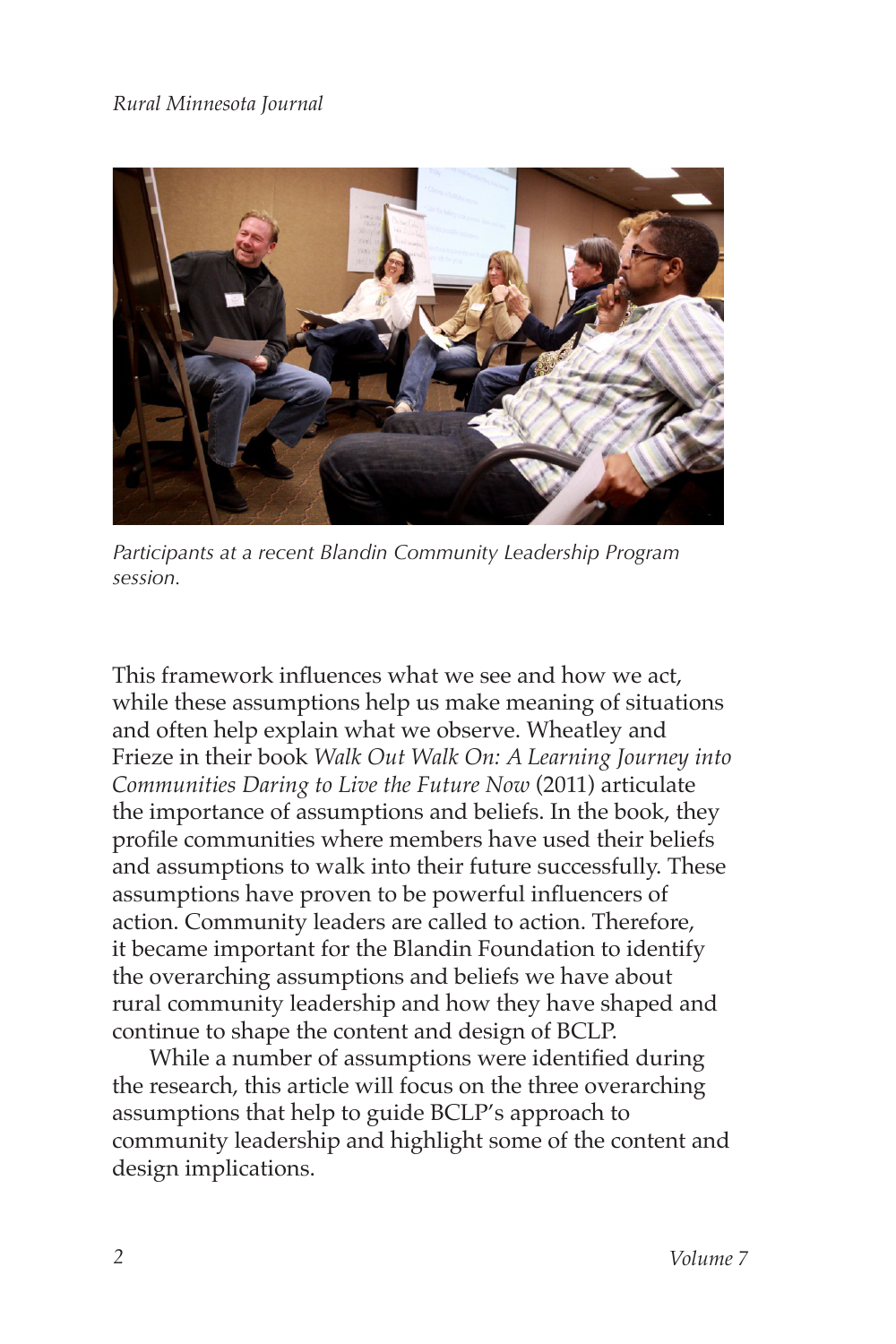*Participants at a recent Blandin Community Leadership Program session.*

This framework influences what we see and how we act, while these assumptions help us make meaning of situations and often help explain what we observe. Wheatley and Frieze in their book *Walk Out Walk On: A Learning Journey into Communities Daring to Live the Future Now* (2011) articulate the importance of assumptions and beliefs. In the book, they profile communities where members have used their beliefs and assumptions to walk into their future successfully. These assumptions have proven to be powerful influencers of action. Community leaders are called to action. Therefore, it became important for the Blandin Foundation to identify the overarching assumptions and beliefs we have about rural community leadership and how they have shaped and continue to shape the content and design of BCLP.

While a number of assumptions were identified during the research, this article will focus on the three overarching assumptions that help to guide BCLP's approach to community leadership and highlight some of the content and design implications.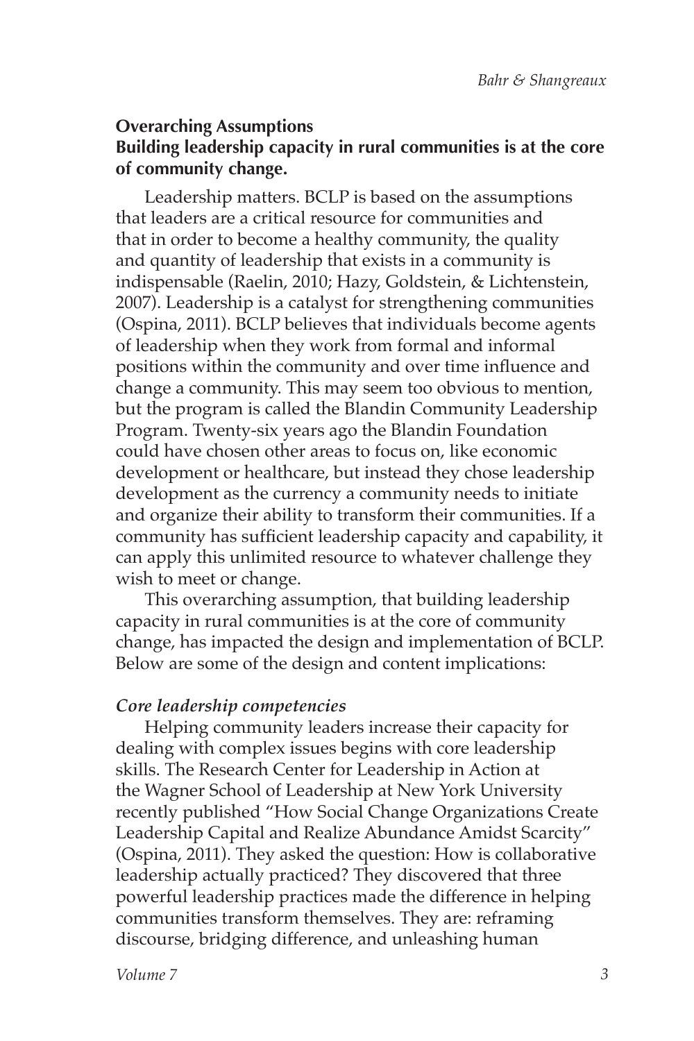### Overarching Assumptions

**Building leadership capacity in rural communities is at the core of community change.**

Leadership matters. BCLP is based on the assumptions that leaders are a critical resource for communities and that in order to become a healthy community, the quality and quantity of leadership that exists in a community is indispensable (Raelin, 2010; Hazy, Goldstein, & Lichtenstein, 2007). Leadership is a catalyst for strengthening communities (Ospina, 2011). BCLP believes that individuals become agents of leadership when they work from formal and informal positions within the community and over time influence and change a community. This may seem too obvious to mention, but the program is called the Blandin Community Leadership Program. Twenty-six years ago the Blandin Foundation could have chosen other areas to focus on, like economic development or healthcare, but instead they chose leadership development as the currency a community needs to initiate and organize their ability to transform their communities. If a community has sufficient leadership capacity and capability, it can apply this unlimited resource to whatever challenge they wish to meet or change.

This overarching assumption, that building leadership capacity in rural communities is at the core of community change, has impacted the design and implementation of BCLP. Below are some of the design and content implications:

#### *Core leadership competencies*

Helping community leaders increase their capacity for dealing with complex issues begins with core leadership skills. The Research Center for Leadership in Action at the Wagner School of Leadership at New York University recently published "How Social Change Organizations Create Leadership Capital and Realize Abundance Amidst Scarcity" (Ospina, 2011). They asked the question: How is collaborative leadership actually practiced? They discovered that three powerful leadership practices made the difference in helping communities transform themselves. They are: reframing discourse, bridging difference, and unleashing human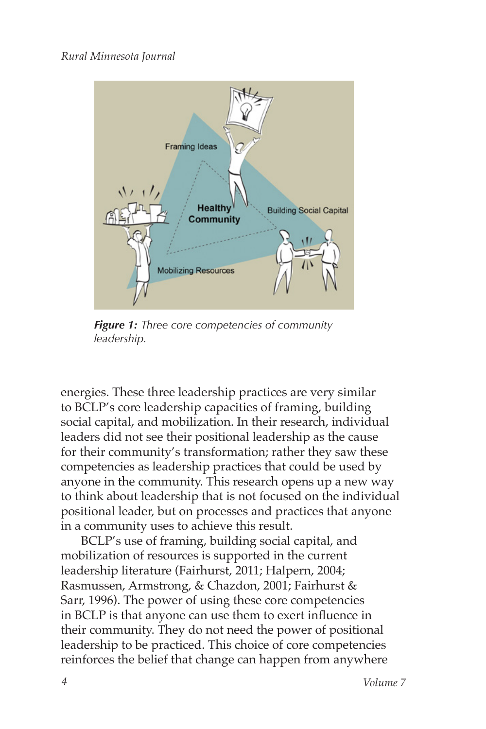*Figure 1: Three core competencies of community leadership.*

energies. These three leadership practices are very similar to BCLP's core leadership capacities of framing, building social capital, and mobilization. In their research, individual leaders did not see their positional leadership as the cause for their community's transformation; rather they saw these competencies as leadership practices that could be used by anyone in the community. This research opens up a new way to think about leadership that is not focused on the individual positional leader, but on processes and practices that anyone in a community uses to achieve this result.

BCLP's use of framing, building social capital, and mobilization of resources is supported in the current leadership literature (Fairhurst, 2011; Halpern, 2004; Rasmussen, Armstrong, & Chazdon, 2001; Fairhurst & Sarr, 1996). The power of using these core competencies in BCLP is that anyone can use them to exert influence in their community. They do not need the power of positional leadership to be practiced. This choice of core competencies reinforces the belief that change can happen from anywhere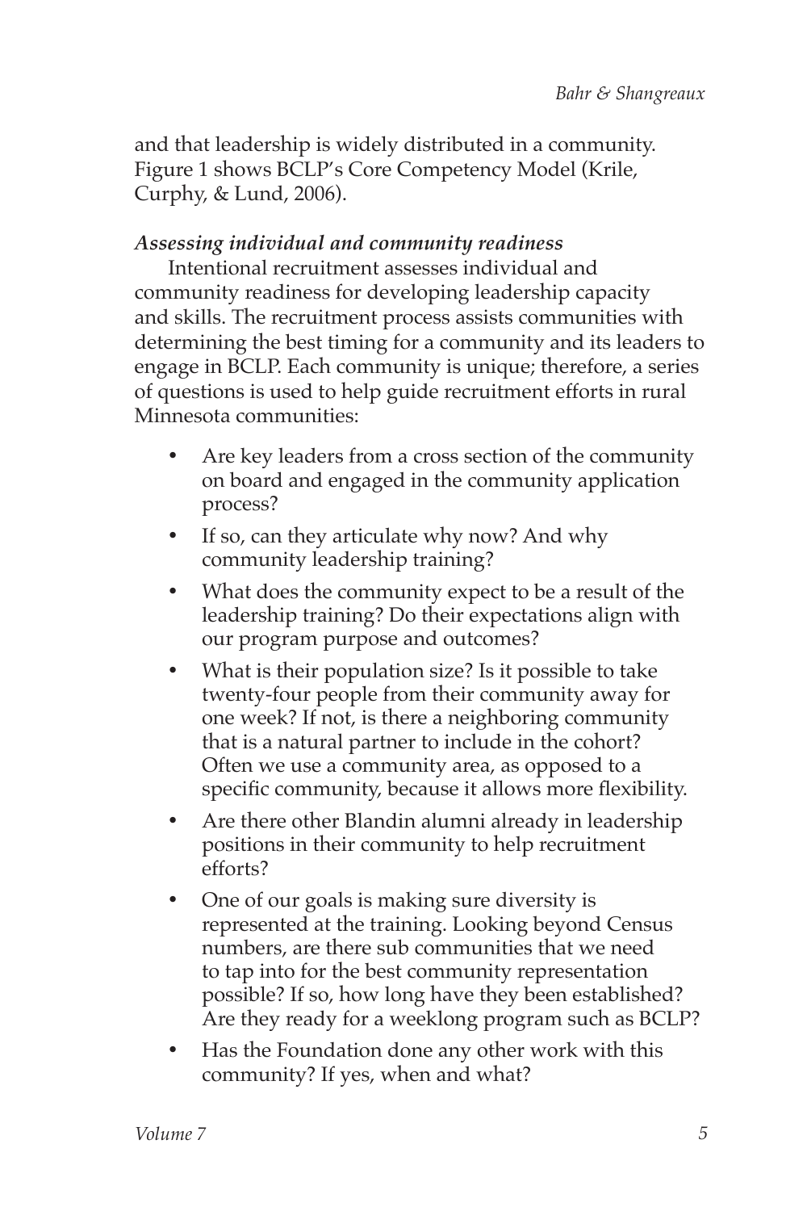and that leadership is widely distributed in a community. Figure 1 shows BCLP's Core Competency Model (Krile, Curphy, & Lund, 2006).

***Assessing individual and community readiness***

Intentional recruitment assesses individual and community readiness for developing leadership capacity and skills. The recruitment process assists communities with determining the best timing for a community and its leaders to engage in BCLP. Each community is unique; therefore, a series of questions is used to help guide recruitment efforts in rural Minnesota communities:

- Are key leaders from a cross section of the community on board and engaged in the community application process?
- If so, can they articulate why now? And why community leadership training?
- What does the community expect to be a result of the leadership training? Do their expectations align with our program purpose and outcomes?
- What is their population size? Is it possible to take twenty-four people from their community away for one week? If not, is there a neighboring community that is a natural partner to include in the cohort? Often we use a community area, as opposed to a specific community, because it allows more flexibility.
- Are there other Blandin alumni already in leadership positions in their community to help recruitment efforts?
- One of our goals is making sure diversity is represented at the training. Looking beyond Census numbers, are there sub communities that we need to tap into for the best community representation possible? If so, how long have they been established? Are they ready for a weeklong program such as BCLP?
- Has the Foundation done any other work with this community? If yes, when and what?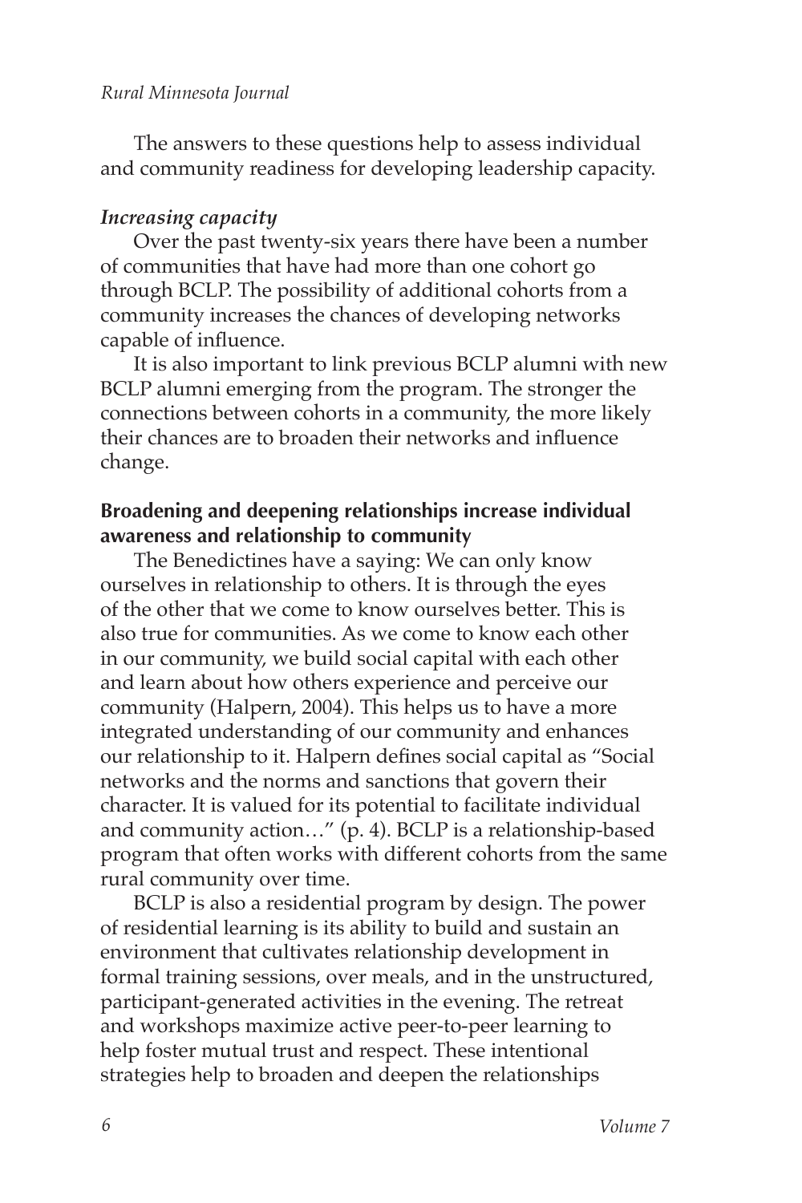The answers to these questions help to assess individual and community readiness for developing leadership capacity.

***Increasing capacity***

Over the past twenty-six years there have been a number of communities that have had more than one cohort go through BCLP. The possibility of additional cohorts from a community increases the chances of developing networks capable of influence.

It is also important to link previous BCLP alumni with new BCLP alumni emerging from the program. The stronger the connections between cohorts in a community, the more likely their chances are to broaden their networks and influence change.

### Broadening and deepening relationships increase individual awareness and relationship to community

The Benedictines have a saying: We can only know ourselves in relationship to others. It is through the eyes of the other that we come to know ourselves better. This is also true for communities. As we come to know each other in our community, we build social capital with each other and learn about how others experience and perceive our community (Halpern, 2004). This helps us to have a more integrated understanding of our community and enhances our relationship to it. Halpern defines social capital as "Social networks and the norms and sanctions that govern their character. It is valued for its potential to facilitate individual and community action…" (p. 4). BCLP is a relationship-based program that often works with different cohorts from the same rural community over time.

BCLP is also a residential program by design. The power of residential learning is its ability to build and sustain an environment that cultivates relationship development in formal training sessions, over meals, and in the unstructured, participant-generated activities in the evening. The retreat and workshops maximize active peer-to-peer learning to help foster mutual trust and respect. These intentional strategies help to broaden and deepen the relationships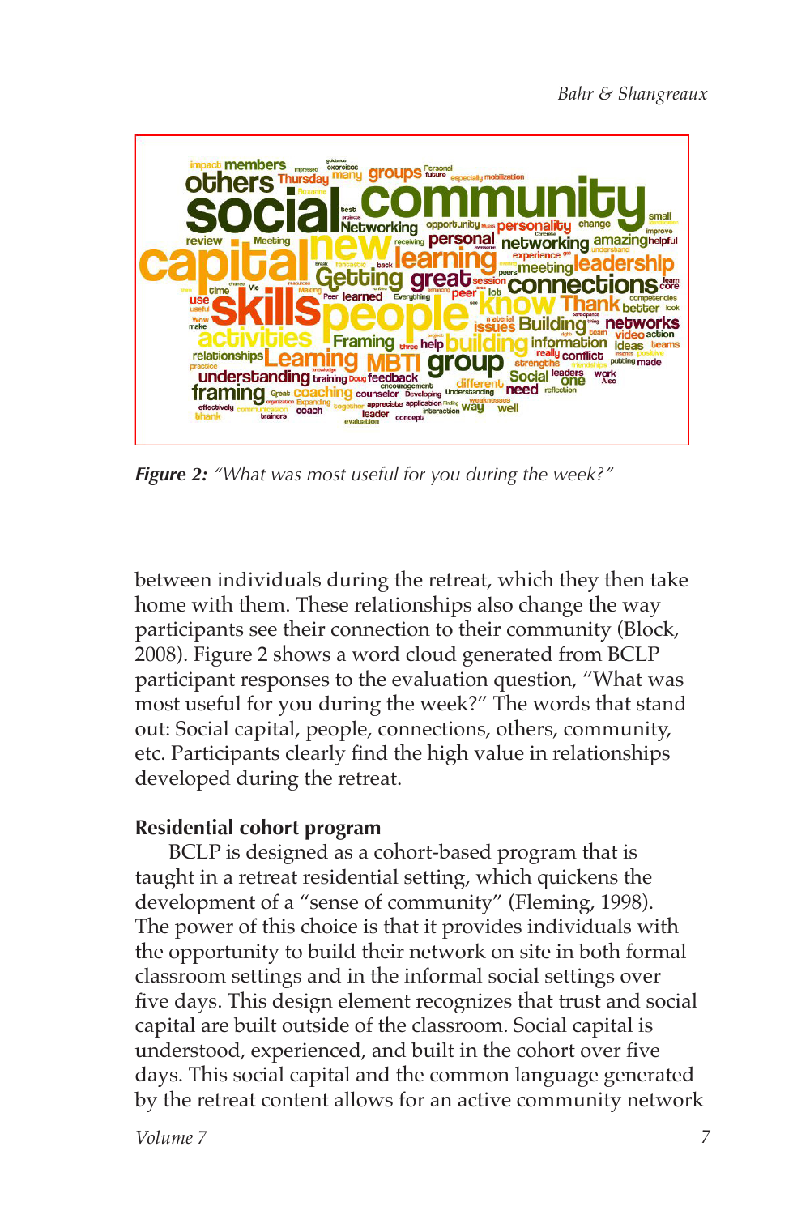*Figure 2: "What was most useful for you during the week?"*

between individuals during the retreat, which they then take home with them. These relationships also change the way participants see their connection to their community (Block, 2008). Figure 2 shows a word cloud generated from BCLP participant responses to the evaluation question, "What was most useful for you during the week?" The words that stand out: Social capital, people, connections, others, community, etc. Participants clearly find the high value in relationships developed during the retreat.

**Residential cohort program**

BCLP is designed as a cohort-based program that is taught in a retreat residential setting, which quickens the development of a "sense of community" (Fleming, 1998). The power of this choice is that it provides individuals with the opportunity to build their network on site in both formal classroom settings and in the informal social settings over five days. This design element recognizes that trust and social capital are built outside of the classroom. Social capital is understood, experienced, and built in the cohort over five days. This social capital and the common language generated by the retreat content allows for an active community network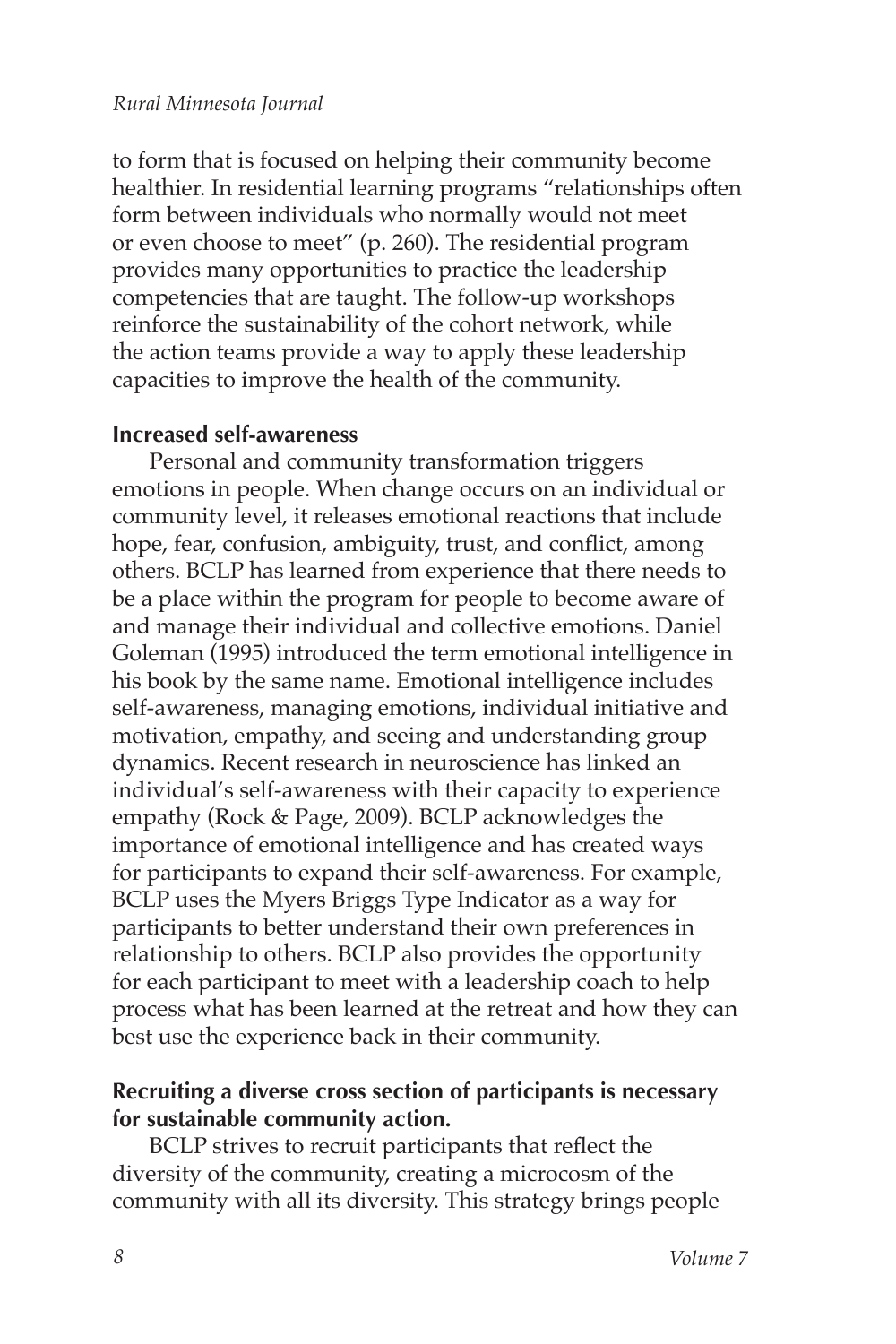to form that is focused on helping their community become healthier. In residential learning programs "relationships often form between individuals who normally would not meet or even choose to meet" (p. 260). The residential program provides many opportunities to practice the leadership competencies that are taught. The follow-up workshops reinforce the sustainability of the cohort network, while the action teams provide a way to apply these leadership capacities to improve the health of the community.

**Increased self-awareness**

Personal and community transformation triggers emotions in people. When change occurs on an individual or community level, it releases emotional reactions that include hope, fear, confusion, ambiguity, trust, and conflict, among others. BCLP has learned from experience that there needs to be a place within the program for people to become aware of and manage their individual and collective emotions. Daniel Goleman (1995) introduced the term emotional intelligence in his book by the same name. Emotional intelligence includes self-awareness, managing emotions, individual initiative and motivation, empathy, and seeing and understanding group dynamics. Recent research in neuroscience has linked an individual's self-awareness with their capacity to experience empathy (Rock & Page, 2009). BCLP acknowledges the importance of emotional intelligence and has created ways for participants to expand their self-awareness. For example, BCLP uses the Myers Briggs Type Indicator as a way for participants to better understand their own preferences in relationship to others. BCLP also provides the opportunity for each participant to meet with a leadership coach to help process what has been learned at the retreat and how they can best use the experience back in their community.

**Recruiting a diverse cross section of participants is necessary for sustainable community action.**

BCLP strives to recruit participants that reflect the diversity of the community, creating a microcosm of the community with all its diversity. This strategy brings people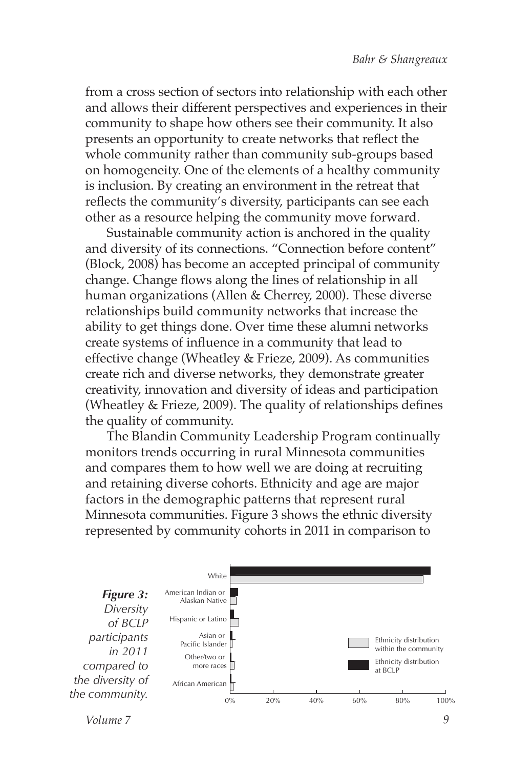from a cross section of sectors into relationship with each other and allows their different perspectives and experiences in their community to shape how others see their community. It also presents an opportunity to create networks that reflect the whole community rather than community sub-groups based on homogeneity. One of the elements of a healthy community is inclusion. By creating an environment in the retreat that reflects the community's diversity, participants can see each other as a resource helping the community move forward.

Sustainable community action is anchored in the quality and diversity of its connections. "Connection before content" (Block, 2008) has become an accepted principal of community change. Change flows along the lines of relationship in all human organizations (Allen & Cherrey, 2000). These diverse relationships build community networks that increase the ability to get things done. Over time these alumni networks create systems of influence in a community that lead to effective change (Wheatley & Frieze, 2009). As communities create rich and diverse networks, they demonstrate greater creativity, innovation and diversity of ideas and participation (Wheatley & Frieze, 2009). The quality of relationships defines the quality of community.

The Blandin Community Leadership Program continually monitors trends occurring in rural Minnesota communities and compares them to how well we are doing at recruiting and retaining diverse cohorts. Ethnicity and age are major factors in the demographic patterns that represent rural Minnesota communities. Figure 3 shows the ethnic diversity represented by community cohorts in 2011 in comparison to

***Figure 3:*** *Diversity of BCLP participants in 2011 compared to the diversity of the community.*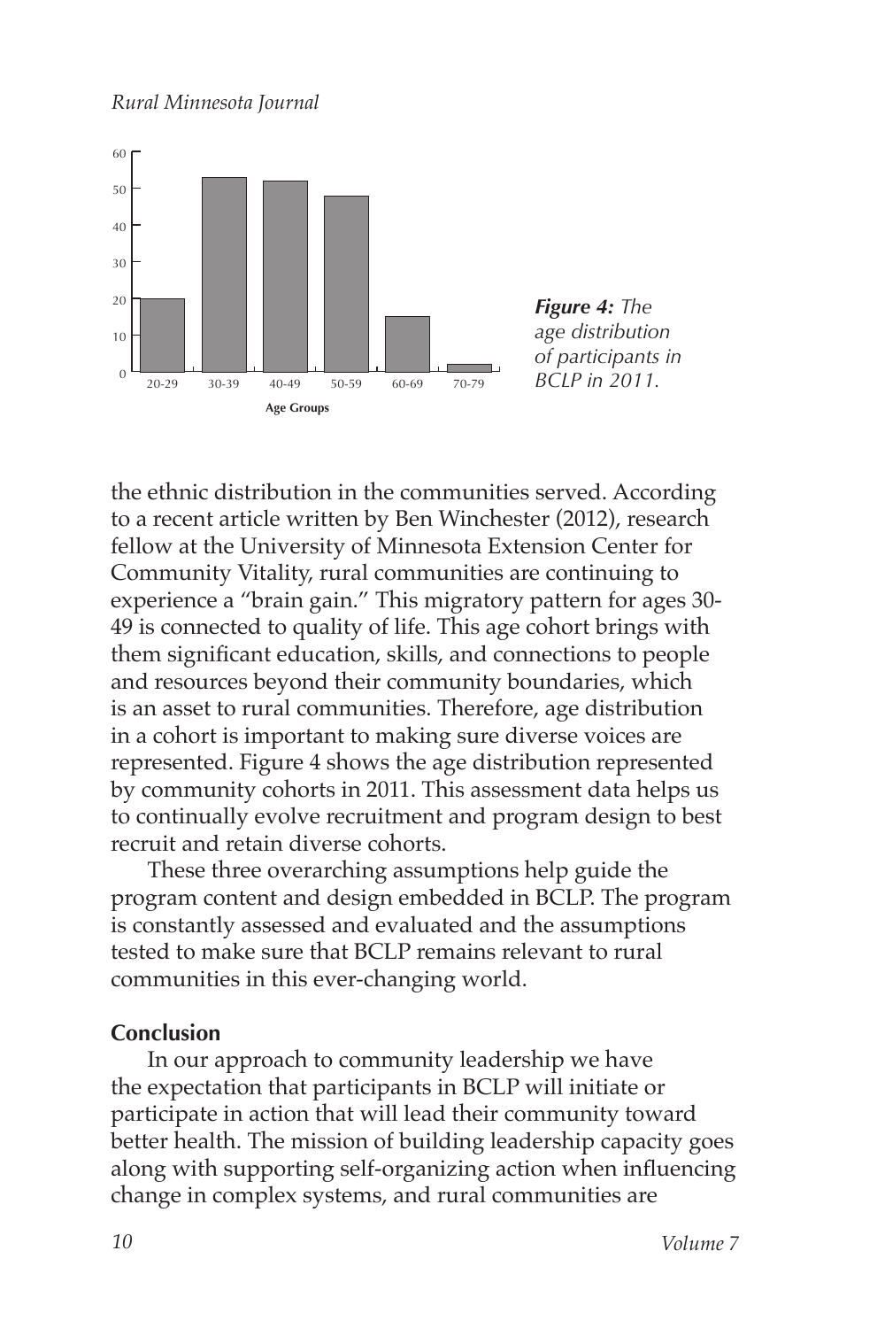*Figure 4: The age distribution of participants in BCLP in 2011.*

the ethnic distribution in the communities served. According to a recent article written by Ben Winchester (2012), research fellow at the University of Minnesota Extension Center for Community Vitality, rural communities are continuing to experience a "brain gain." This migratory pattern for ages 30-49 is connected to quality of life. This age cohort brings with them significant education, skills, and connections to people and resources beyond their community boundaries, which is an asset to rural communities. Therefore, age distribution in a cohort is important to making sure diverse voices are represented. Figure 4 shows the age distribution represented by community cohorts in 2011. This assessment data helps us to continually evolve recruitment and program design to best recruit and retain diverse cohorts.

These three overarching assumptions help guide the program content and design embedded in BCLP. The program is constantly assessed and evaluated and the assumptions tested to make sure that BCLP remains relevant to rural communities in this ever-changing world.

## Conclusion

In our approach to community leadership we have the expectation that participants in BCLP will initiate or participate in action that will lead their community toward better health. The mission of building leadership capacity goes along with supporting self-organizing action when influencing change in complex systems, and rural communities are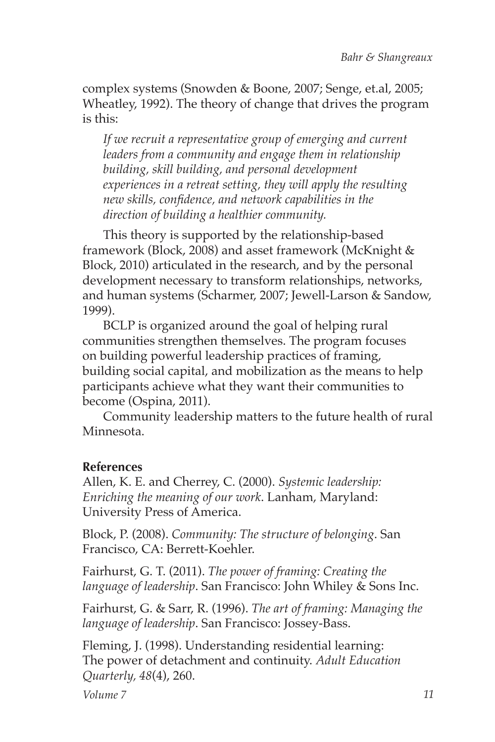complex systems (Snowden & Boone, 2007; Senge, et.al, 2005; Wheatley, 1992). The theory of change that drives the program is this:

> *If we recruit a representative group of emerging and current leaders from a community and engage them in relationship building, skill building, and personal development experiences in a retreat setting, they will apply the resulting new skills, confidence, and network capabilities in the direction of building a healthier community.*

This theory is supported by the relationship-based framework (Block, 2008) and asset framework (McKnight & Block, 2010) articulated in the research, and by the personal development necessary to transform relationships, networks, and human systems (Scharmer, 2007; Jewell-Larson & Sandow, 1999).

BCLP is organized around the goal of helping rural communities strengthen themselves. The program focuses on building powerful leadership practices of framing, building social capital, and mobilization as the means to help participants achieve what they want their communities to become (Ospina, 2011).

Community leadership matters to the future health of rural Minnesota.

**References**

Allen, K. E. and Cherrey, C. (2000). *Systemic leadership: Enriching the meaning of our work*. Lanham, Maryland: University Press of America.

Block, P. (2008). *Community: The structure of belonging*. San Francisco, CA: Berrett-Koehler.

Fairhurst, G. T. (2011). *The power of framing: Creating the language of leadership*. San Francisco: John Whiley & Sons Inc.

Fairhurst, G. & Sarr, R. (1996). *The art of framing: Managing the language of leadership*. San Francisco: Jossey-Bass.

Fleming, J. (1998). Understanding residential learning: The power of detachment and continuity. *Adult Education Quarterly, 48*(4), 260.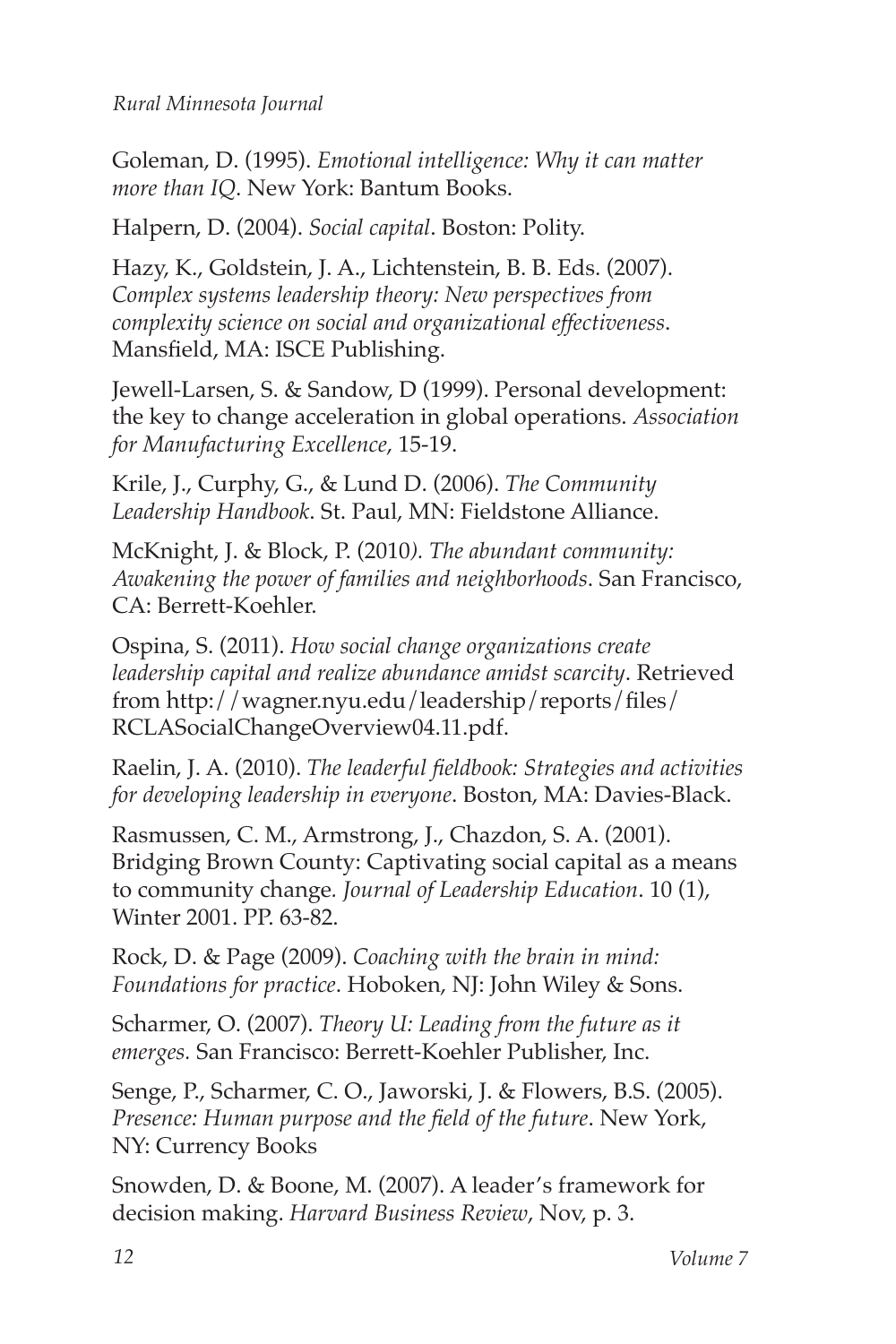Goleman, D. (1995). *Emotional intelligence: Why it can matter more than IQ*. New York: Bantum Books.

Halpern, D. (2004). *Social capital*. Boston: Polity.

Hazy, K., Goldstein, J. A., Lichtenstein, B. B. Eds. (2007). *Complex systems leadership theory: New perspectives from complexity science on social and organizational effectiveness*. Mansfield, MA: ISCE Publishing.

Jewell-Larsen, S. & Sandow, D (1999). Personal development: the key to change acceleration in global operations. *Association for Manufacturing Excellence*, 15-19.

Krile, J., Curphy, G., & Lund D. (2006). *The Community Leadership Handbook*. St. Paul, MN: Fieldstone Alliance.

McKnight, J. & Block, P. (2010*). The abundant community: Awakening the power of families and neighborhoods*. San Francisco, CA: Berrett-Koehler.

Ospina, S. (2011). *How social change organizations create leadership capital and realize abundance amidst scarcity*. Retrieved from http://wagner.nyu.edu/leadership/reports/files/RCLASocialChangeOverview04.11.pdf.

Raelin, J. A. (2010). *The leaderful fieldbook: Strategies and activities for developing leadership in everyone*. Boston, MA: Davies-Black.

Rasmussen, C. M., Armstrong, J., Chazdon, S. A. (2001). Bridging Brown County: Captivating social capital as a means to community change*. Journal of Leadership Education*. 10 (1), Winter 2001. PP. 63-82.

Rock, D. & Page (2009). *Coaching with the brain in mind: Foundations for practice*. Hoboken, NJ: John Wiley & Sons.

Scharmer, O. (2007). *Theory U: Leading from the future as it emerges.* San Francisco: Berrett-Koehler Publisher, Inc.

Senge, P., Scharmer, C. O., Jaworski, J. & Flowers, B.S. (2005). *Presence: Human purpose and the field of the future*. New York, NY: Currency Books

Snowden, D. & Boone, M. (2007). A leader's framework for decision making. *Harvard Business Review*, Nov, p. 3.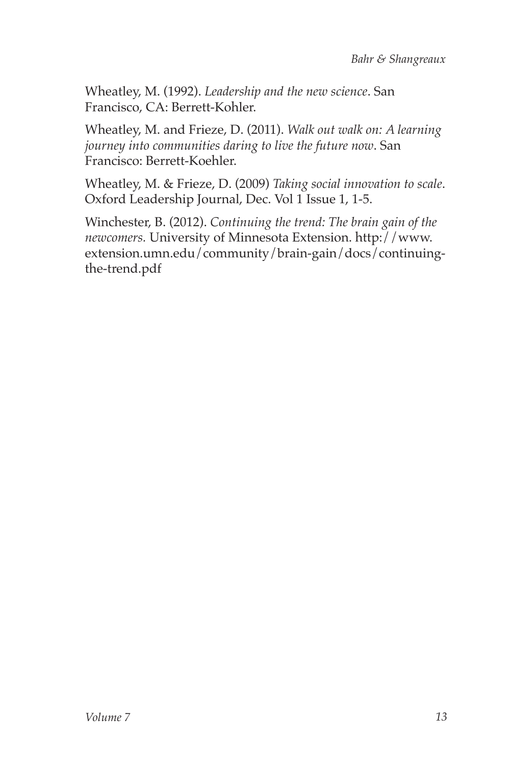Wheatley, M. (1992). *Leadership and the new science*. San Francisco, CA: Berrett-Kohler.

Wheatley, M. and Frieze, D. (2011). *Walk out walk on: A learning journey into communities daring to live the future now*. San Francisco: Berrett-Koehler.

Wheatley, M. & Frieze, D. (2009) *Taking social innovation to scale*. Oxford Leadership Journal, Dec. Vol 1 Issue 1, 1-5.

Winchester, B. (2012). *Continuing the trend: The brain gain of the newcomers.* University of Minnesota Extension. http://www.extension.umn.edu/community/brain-gain/docs/continuing-the-trend.pdf